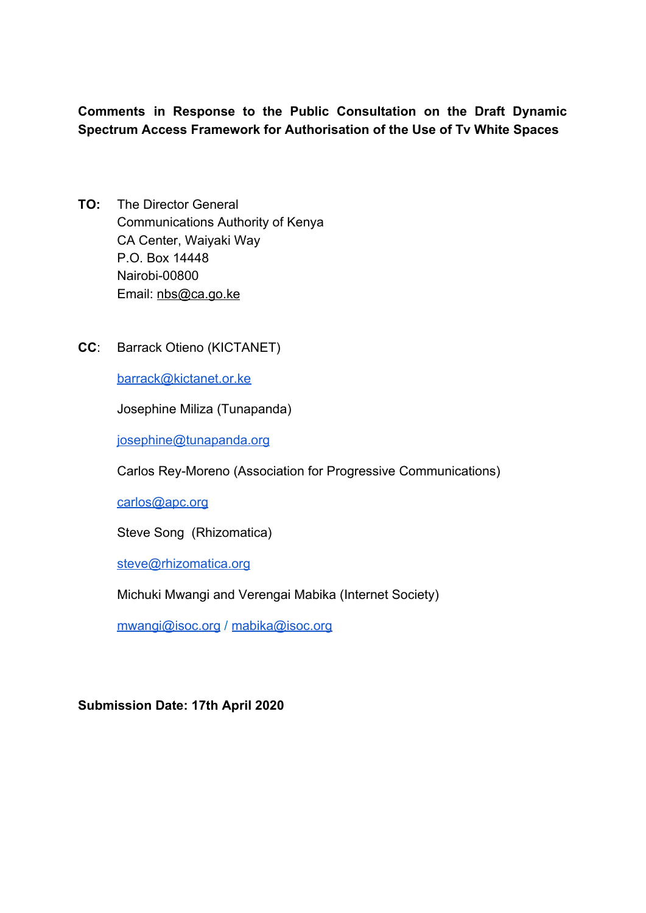**Comments in Response to the Public Consultation on the Draft Dynamic Spectrum Access Framework for Authorisation of the Use of Tv White Spaces**

**TO:** The Director General
Communications Authority of Kenya
CA Center, Waiyaki Way
P.O. Box 14448
Nairobi-00800
Email: nbs@ca.go.ke

**CC**: Barrack Otieno (KICTANET)

barrack@kictanet.or.ke

Josephine Miliza (Tunapanda)

josephine@tunapanda.org

Carlos Rey-Moreno (Association for Progressive Communications)

carlos@apc.org

Steve Song (Rhizomatica)

steve@rhizomatica.org

Michuki Mwangi and Verengai Mabika (Internet Society)

mwangi@isoc.org / mabika@isoc.org

**Submission Date: 17th April 2020**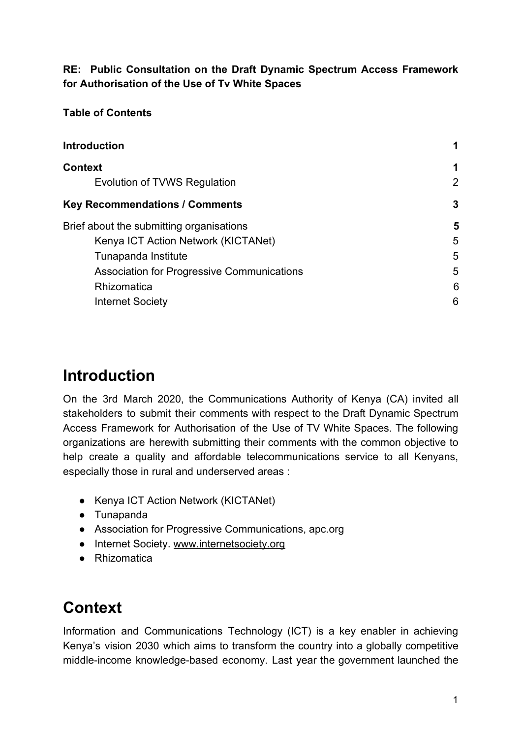**RE: Public Consultation on the Draft Dynamic Spectrum Access Framework for Authorisation of the Use of Tv White Spaces**

**Table of Contents**

| | |
|---|---|
| **Introduction** | **1** |
| **Context** | **1** |
| Evolution of TVWS Regulation | 2 |
| **Key Recommendations / Comments** | **3** |
| Brief about the submitting organisations | **5** |
| Kenya ICT Action Network (KICTANet) | 5 |
| Tunapanda Institute | 5 |
| Association for Progressive Communications | 5 |
| Rhizomatica | 6 |
| Internet Society | 6 |

# Introduction

On the 3rd March 2020, the Communications Authority of Kenya (CA) invited all stakeholders to submit their comments with respect to the Draft Dynamic Spectrum Access Framework for Authorisation of the Use of TV White Spaces. The following organizations are herewith submitting their comments with the common objective to help create a quality and affordable telecommunications service to all Kenyans, especially those in rural and underserved areas :

- Kenya ICT Action Network (KICTANet)
- Tunapanda
- Association for Progressive Communications, apc.org
- Internet Society. www.internetsociety.org
- Rhizomatica

# Context

Information and Communications Technology (ICT) is a key enabler in achieving Kenya's vision 2030 which aims to transform the country into a globally competitive middle-income knowledge-based economy. Last year the government launched the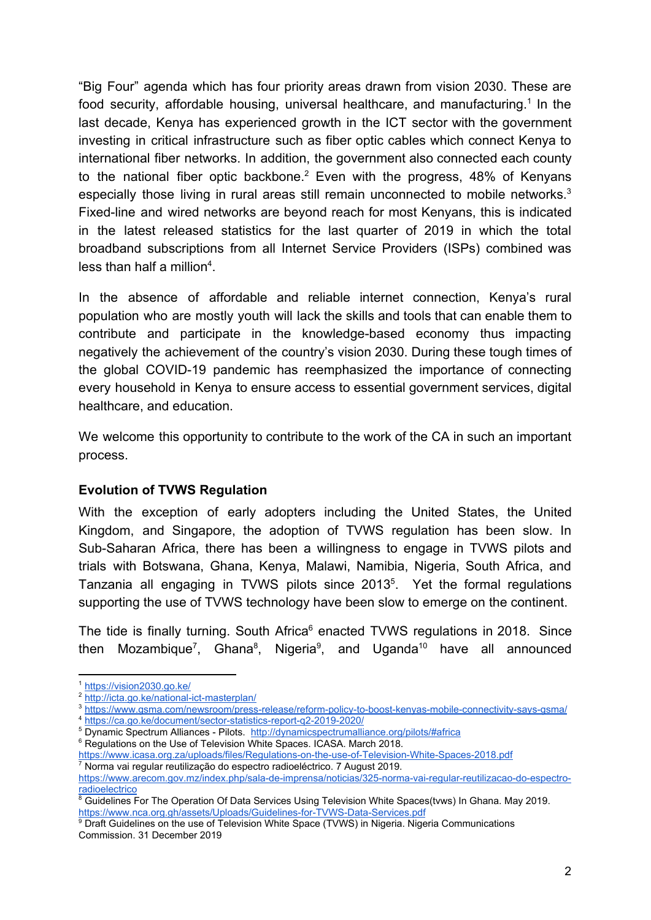"Big Four" agenda which has four priority areas drawn from vision 2030. These are food security, affordable housing, universal healthcare, and manufacturing.[1] In the last decade, Kenya has experienced growth in the ICT sector with the government investing in critical infrastructure such as fiber optic cables which connect Kenya to international fiber networks. In addition, the government also connected each county to the national fiber optic backbone.[2] Even with the progress, 48% of Kenyans especially those living in rural areas still remain unconnected to mobile networks.[3] Fixed-line and wired networks are beyond reach for most Kenyans, this is indicated in the latest released statistics for the last quarter of 2019 in which the total broadband subscriptions from all Internet Service Providers (ISPs) combined was less than half a million[4].

In the absence of affordable and reliable internet connection, Kenya's rural population who are mostly youth will lack the skills and tools that can enable them to contribute and participate in the knowledge-based economy thus impacting negatively the achievement of the country's vision 2030. During these tough times of the global COVID-19 pandemic has reemphasized the importance of connecting every household in Kenya to ensure access to essential government services, digital healthcare, and education.

We welcome this opportunity to contribute to the work of the CA in such an important process.

**Evolution of TVWS Regulation**

With the exception of early adopters including the United States, the United Kingdom, and Singapore, the adoption of TVWS regulation has been slow. In Sub-Saharan Africa, there has been a willingness to engage in TVWS pilots and trials with Botswana, Ghana, Kenya, Malawi, Namibia, Nigeria, South Africa, and Tanzania all engaging in TVWS pilots since 2013[5]. Yet the formal regulations supporting the use of TVWS technology have been slow to emerge on the continent.

The tide is finally turning. South Africa[6] enacted TVWS regulations in 2018. Since then Mozambique[7], Ghana[8], Nigeria[9], and Uganda[10] have all announced

---

[1] https://vision2030.go.ke/

[2] http://icta.go.ke/national-ict-masterplan/

[3] https://www.gsma.com/newsroom/press-release/reform-policy-to-boost-kenyas-mobile-connectivity-says-gsma/

[4] https://ca.go.ke/document/sector-statistics-report-q2-2019-2020/

[5] Dynamic Spectrum Alliances - Pilots. http://dynamicspectrumalliance.org/pilots/#africa

[6] Regulations on the Use of Television White Spaces. ICASA. March 2018. https://www.icasa.org.za/uploads/files/Regulations-on-the-use-of-Television-White-Spaces-2018.pdf

[7] Norma vai regular reutilização do espectro radioeléctrico. 7 August 2019. https://www.arecom.gov.mz/index.php/sala-de-imprensa/noticias/325-norma-vai-regular-reutilizacao-do-espectro-radioelectrico

[8] Guidelines For The Operation Of Data Services Using Television White Spaces(tvws) In Ghana. May 2019. https://www.nca.org.gh/assets/Uploads/Guidelines-for-TVWS-Data-Services.pdf

[9] Draft Guidelines on the use of Television White Space (TVWS) in Nigeria. Nigeria Communications Commission. 31 December 2019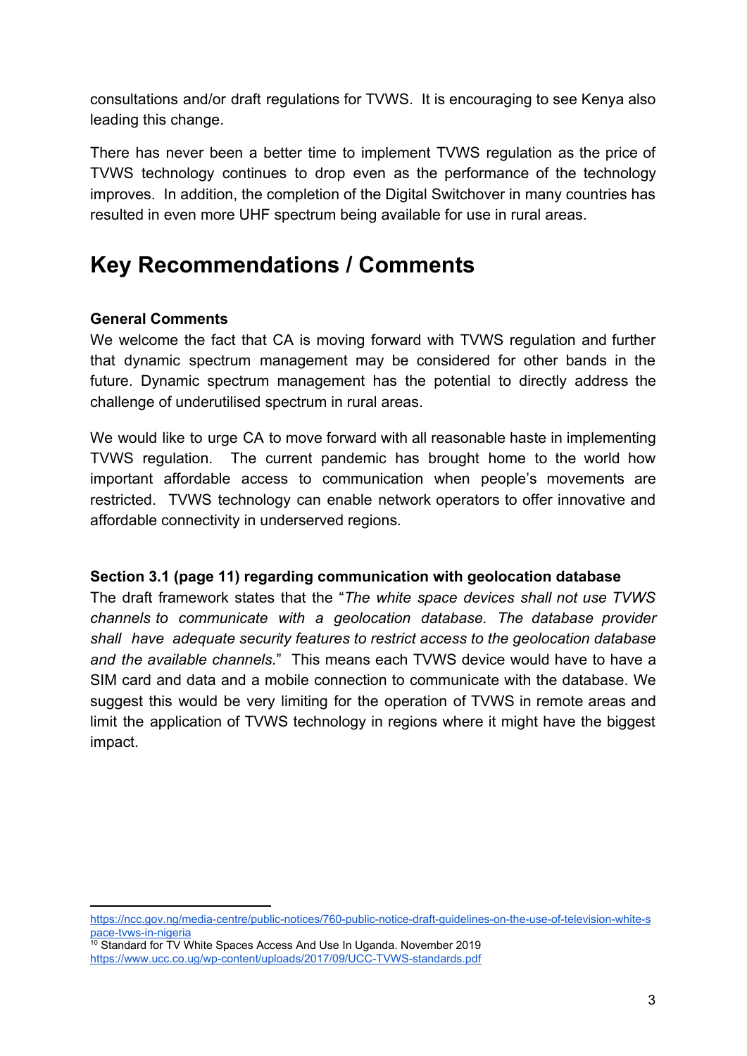consultations and/or draft regulations for TVWS. It is encouraging to see Kenya also leading this change.

There has never been a better time to implement TVWS regulation as the price of TVWS technology continues to drop even as the performance of the technology improves. In addition, the completion of the Digital Switchover in many countries has resulted in even more UHF spectrum being available for use in rural areas.

# Key Recommendations / Comments

**General Comments**

We welcome the fact that CA is moving forward with TVWS regulation and further that dynamic spectrum management may be considered for other bands in the future. Dynamic spectrum management has the potential to directly address the challenge of underutilised spectrum in rural areas.

We would like to urge CA to move forward with all reasonable haste in implementing TVWS regulation. The current pandemic has brought home to the world how important affordable access to communication when people's movements are restricted. TVWS technology can enable network operators to offer innovative and affordable connectivity in underserved regions.

**Section 3.1 (page 11) regarding communication with geolocation database**

The draft framework states that the "*The white space devices shall not use TVWS channels to communicate with a geolocation database. The database provider shall have adequate security features to restrict access to the geolocation database and the available channels.*" This means each TVWS device would have to have a SIM card and data and a mobile connection to communicate with the database. We suggest this would be very limiting for the operation of TVWS in remote areas and limit the application of TVWS technology in regions where it might have the biggest impact.

---

https://ncc.gov.ng/media-centre/public-notices/760-public-notice-draft-guidelines-on-the-use-of-television-white-space-tvws-in-nigeria

[10] Standard for TV White Spaces Access And Use In Uganda. November 2019 https://www.ucc.co.ug/wp-content/uploads/2017/09/UCC-TVWS-standards.pdf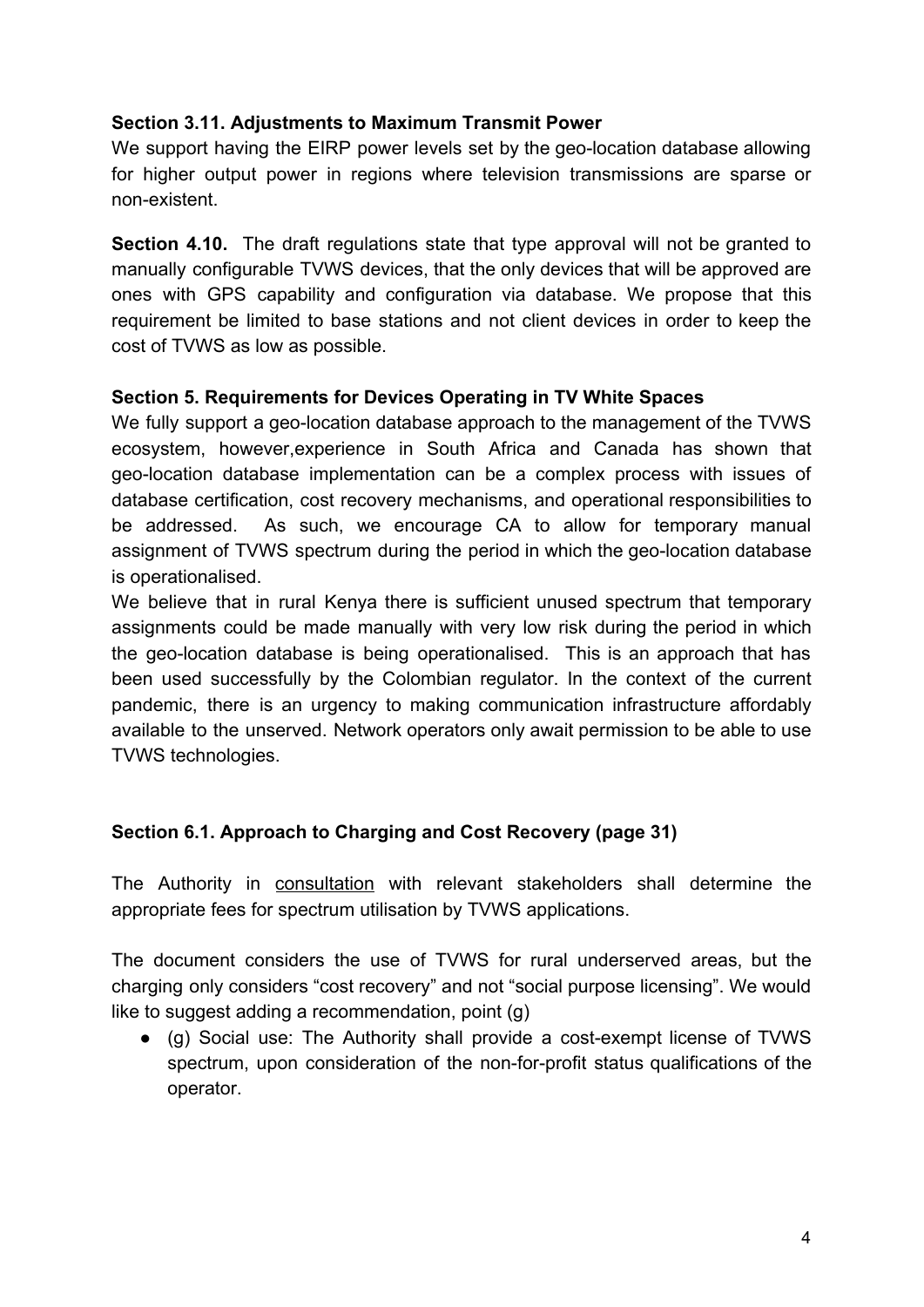**Section 3.11. Adjustments to Maximum Transmit Power**

We support having the EIRP power levels set by the geo-location database allowing for higher output power in regions where television transmissions are sparse or non-existent.

**Section 4.10.** The draft regulations state that type approval will not be granted to manually configurable TVWS devices, that the only devices that will be approved are ones with GPS capability and configuration via database. We propose that this requirement be limited to base stations and not client devices in order to keep the cost of TVWS as low as possible.

**Section 5. Requirements for Devices Operating in TV White Spaces**

We fully support a geo-location database approach to the management of the TVWS ecosystem, however,experience in South Africa and Canada has shown that geo-location database implementation can be a complex process with issues of database certification, cost recovery mechanisms, and operational responsibilities to be addressed. As such, we encourage CA to allow for temporary manual assignment of TVWS spectrum during the period in which the geo-location database is operationalised.

We believe that in rural Kenya there is sufficient unused spectrum that temporary assignments could be made manually with very low risk during the period in which the geo-location database is being operationalised. This is an approach that has been used successfully by the Colombian regulator. In the context of the current pandemic, there is an urgency to making communication infrastructure affordably available to the unserved. Network operators only await permission to be able to use TVWS technologies.

**Section 6.1. Approach to Charging and Cost Recovery (page 31)**

The Authority in consultation with relevant stakeholders shall determine the appropriate fees for spectrum utilisation by TVWS applications.

The document considers the use of TVWS for rural underserved areas, but the charging only considers "cost recovery" and not "social purpose licensing". We would like to suggest adding a recommendation, point (g)

- (g) Social use: The Authority shall provide a cost-exempt license of TVWS spectrum, upon consideration of the non-for-profit status qualifications of the operator.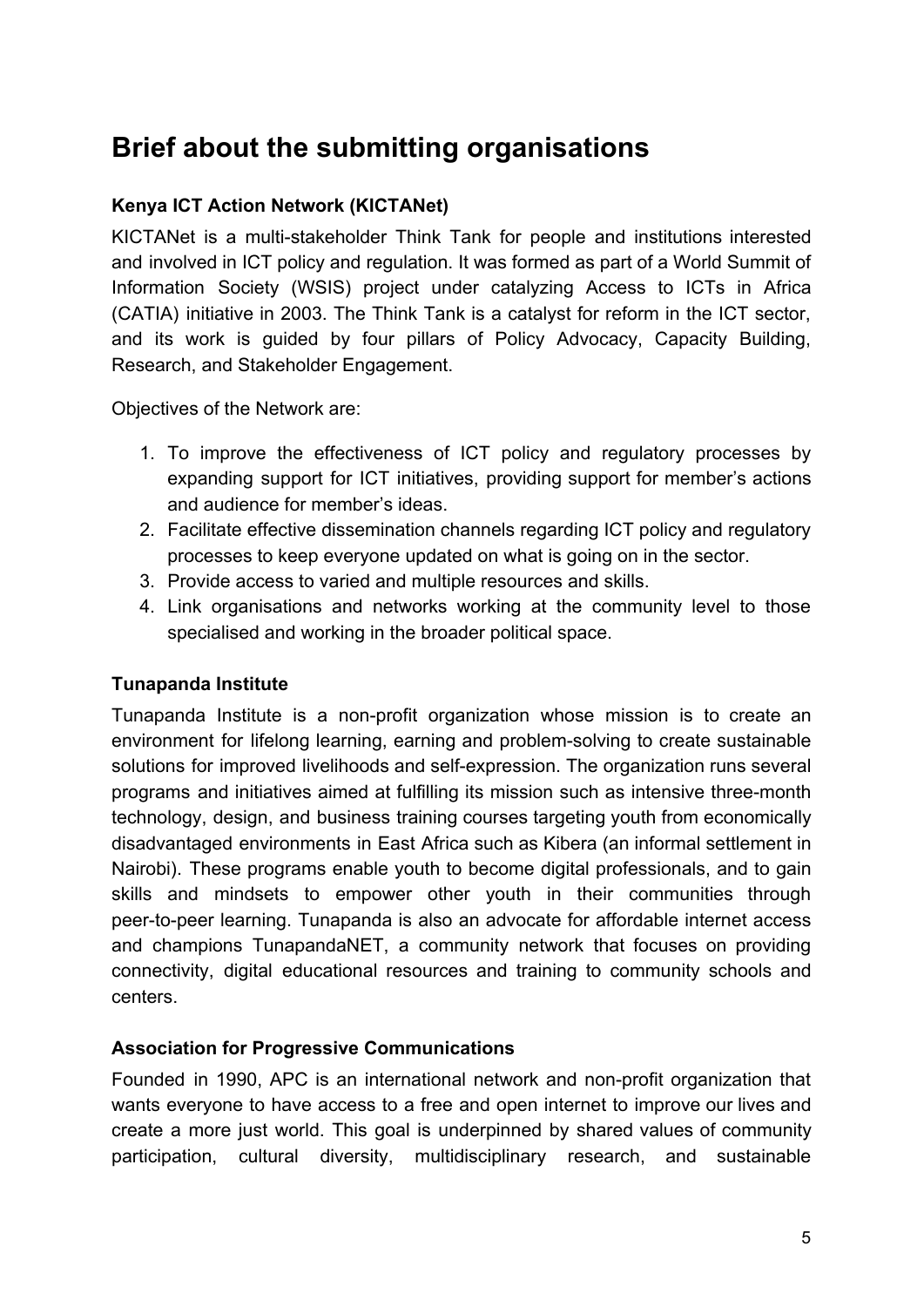# Brief about the submitting organisations

### Kenya ICT Action Network (KICTANet)

KICTANet is a multi-stakeholder Think Tank for people and institutions interested and involved in ICT policy and regulation. It was formed as part of a World Summit of Information Society (WSIS) project under catalyzing Access to ICTs in Africa (CATIA) initiative in 2003. The Think Tank is a catalyst for reform in the ICT sector, and its work is guided by four pillars of Policy Advocacy, Capacity Building, Research, and Stakeholder Engagement.

Objectives of the Network are:

1. To improve the effectiveness of ICT policy and regulatory processes by expanding support for ICT initiatives, providing support for member's actions and audience for member's ideas.
2. Facilitate effective dissemination channels regarding ICT policy and regulatory processes to keep everyone updated on what is going on in the sector.
3. Provide access to varied and multiple resources and skills.
4. Link organisations and networks working at the community level to those specialised and working in the broader political space.

### Tunapanda Institute

Tunapanda Institute is a non-profit organization whose mission is to create an environment for lifelong learning, earning and problem-solving to create sustainable solutions for improved livelihoods and self-expression. The organization runs several programs and initiatives aimed at fulfilling its mission such as intensive three-month technology, design, and business training courses targeting youth from economically disadvantaged environments in East Africa such as Kibera (an informal settlement in Nairobi). These programs enable youth to become digital professionals, and to gain skills and mindsets to empower other youth in their communities through peer-to-peer learning. Tunapanda is also an advocate for affordable internet access and champions TunapandaNET, a community network that focuses on providing connectivity, digital educational resources and training to community schools and centers.

### Association for Progressive Communications

Founded in 1990, APC is an international network and non-profit organization that wants everyone to have access to a free and open internet to improve our lives and create a more just world. This goal is underpinned by shared values of community participation, cultural diversity, multidisciplinary research, and sustainable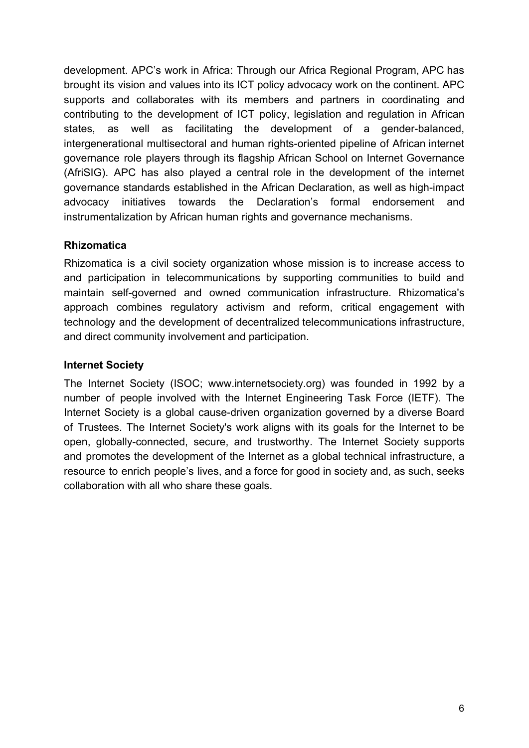development. APC's work in Africa: Through our Africa Regional Program, APC has brought its vision and values into its ICT policy advocacy work on the continent. APC supports and collaborates with its members and partners in coordinating and contributing to the development of ICT policy, legislation and regulation in African states, as well as facilitating the development of a gender-balanced, intergenerational multisectoral and human rights-oriented pipeline of African internet governance role players through its flagship African School on Internet Governance (AfriSIG). APC has also played a central role in the development of the internet governance standards established in the African Declaration, as well as high-impact advocacy initiatives towards the Declaration's formal endorsement and instrumentalization by African human rights and governance mechanisms.

**Rhizomatica**

Rhizomatica is a civil society organization whose mission is to increase access to and participation in telecommunications by supporting communities to build and maintain self-governed and owned communication infrastructure. Rhizomatica's approach combines regulatory activism and reform, critical engagement with technology and the development of decentralized telecommunications infrastructure, and direct community involvement and participation.

**Internet Society**

The Internet Society (ISOC; www.internetsociety.org) was founded in 1992 by a number of people involved with the Internet Engineering Task Force (IETF). The Internet Society is a global cause-driven organization governed by a diverse Board of Trustees. The Internet Society's work aligns with its goals for the Internet to be open, globally-connected, secure, and trustworthy. The Internet Society supports and promotes the development of the Internet as a global technical infrastructure, a resource to enrich people's lives, and a force for good in society and, as such, seeks collaboration with all who share these goals.